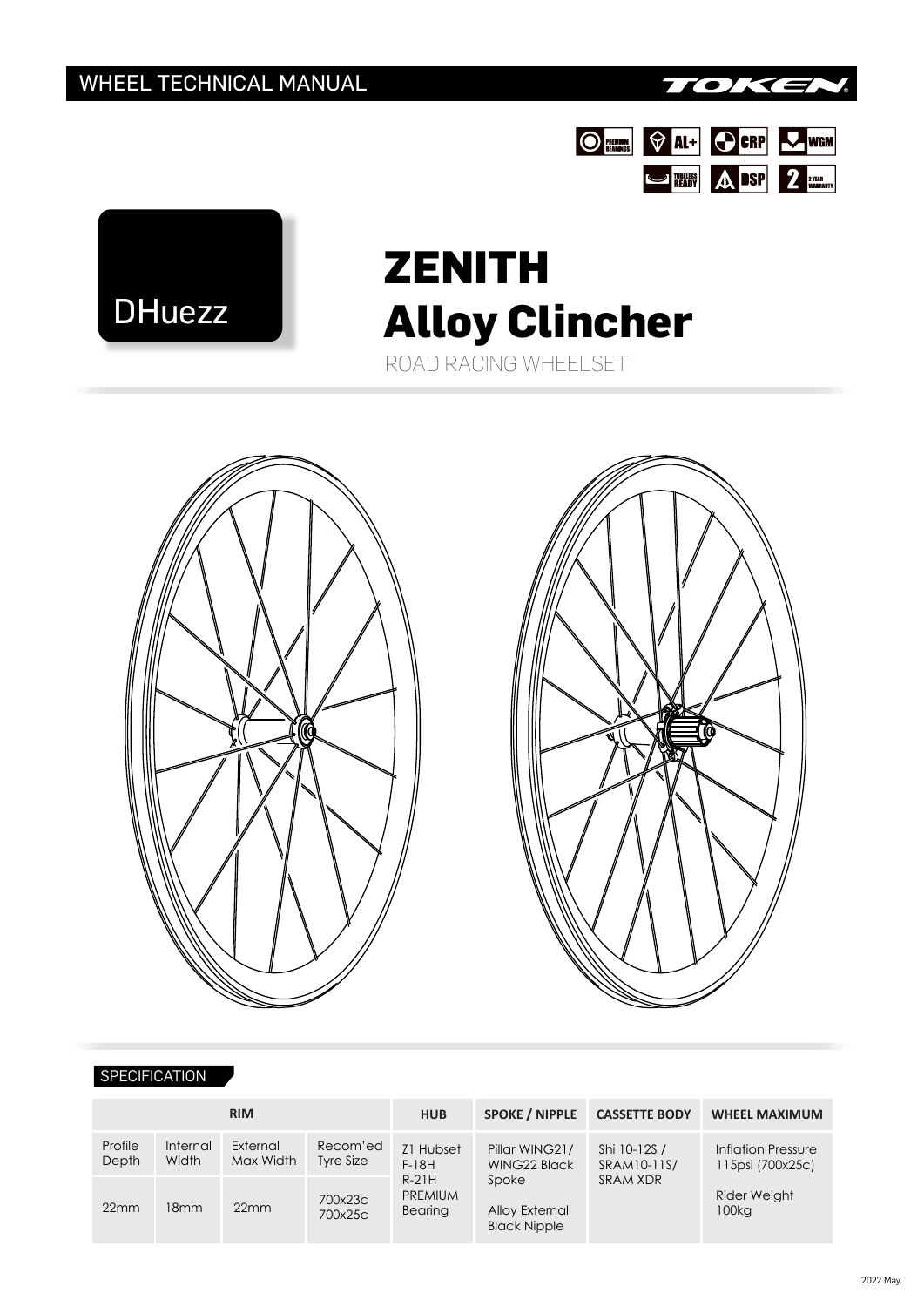WHEEL TECHNICAL MANUAL

TOKEN

PREMIUM BEARINGS | AL+ | CRP | WGM | TUBELESS READY | DSP | 2 YEAR WARRANTY

DHuezz

# ZENITH Alloy Clincher

ROAD RACING WHEELSET

## SPECIFICATION

| RIM | | | | HUB | SPOKE / NIPPLE | CASSETTE BODY | WHEEL MAXIMUM |
|---|---|---|---|---|---|---|---|
| Profile Depth | Internal Width | External Max Width | Recom'ed Tyre Size | Z1 Hubset F-18H R-21H PREMIUM Bearing | Pillar WING21/ WING22 Black Spoke<br>Alloy External Black Nipple | Shi 10-12S / SRAM10-11S/ SRAM XDR | Inflation Pressure 115psi (700x25c)<br>Rider Weight 100kg |
| 22mm | 18mm | 22mm | 700x23c 700x25c | | | | |

2022 May.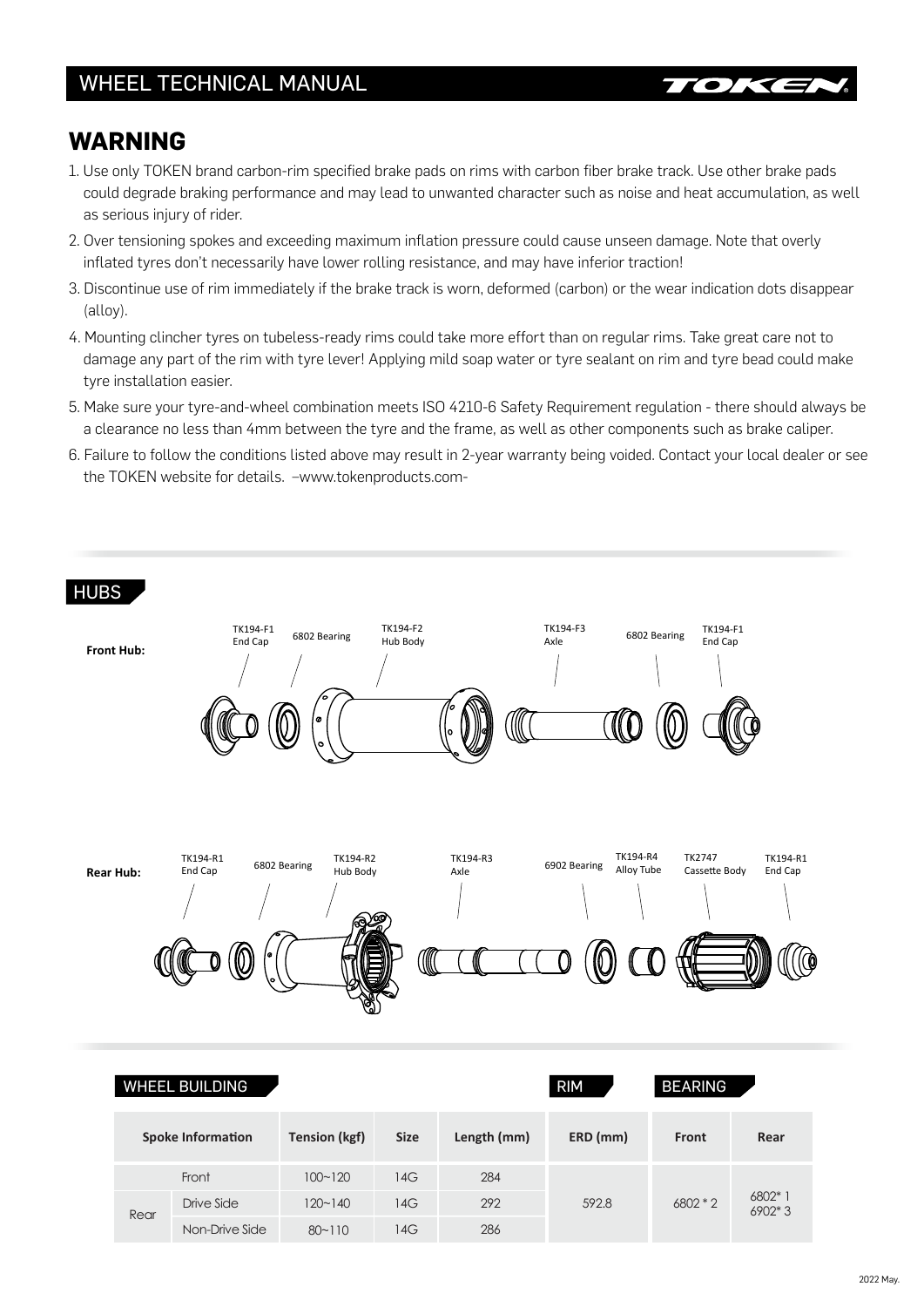## WHEEL TECHNICAL MANUAL

TOKEN

# WARNING

1. Use only TOKEN brand carbon-rim specified brake pads on rims with carbon fiber brake track. Use other brake pads could degrade braking performance and may lead to unwanted character such as noise and heat accumulation, as well as serious injury of rider.
2. Over tensioning spokes and exceeding maximum inflation pressure could cause unseen damage. Note that overly inflated tyres don't necessarily have lower rolling resistance, and may have inferior traction!
3. Discontinue use of rim immediately if the brake track is worn, deformed (carbon) or the wear indication dots disappear (alloy).
4. Mounting clincher tyres on tubeless-ready rims could take more effort than on regular rims. Take great care not to damage any part of the rim with tyre lever! Applying mild soap water or tyre sealant on rim and tyre bead could make tyre installation easier.
5. Make sure your tyre-and-wheel combination meets ISO 4210-6 Safety Requirement regulation - there should always be a clearance no less than 4mm between the tyre and the frame, as well as other components such as brake caliper.
6. Failure to follow the conditions listed above may result in 2-year warranty being voided. Contact your local dealer or see the TOKEN website for details. –www.tokenproducts.com-

## HUBS

**Front Hub:**

TK194-F1 End Cap
6802 Bearing
TK194-F2 Hub Body
TK194-F3 Axle
6802 Bearing
TK194-F1 End Cap

**Rear Hub:**

TK194-R1 End Cap
6802 Bearing
TK194-R2 Hub Body
TK194-R3 Axle
6902 Bearing
TK194-R4 Alloy Tube
TK2747 Cassette Body
TK194-R1 End Cap

## WHEEL BUILDING / RIM / BEARING

| Spoke Information | | Tension (kgf) | Size | Length (mm) | ERD (mm) | Front | Rear |
|---|---|---|---|---|---|---|---|
| Front | | 100~120 | 14G | 284 | 592.8 | 6802 * 2 | 6802* 1<br>6902* 3 |
| Rear | Drive Side | 120~140 | 14G | 292 | | | |
| | Non-Drive Side | 80~110 | 14G | 286 | | | |

2022 May.